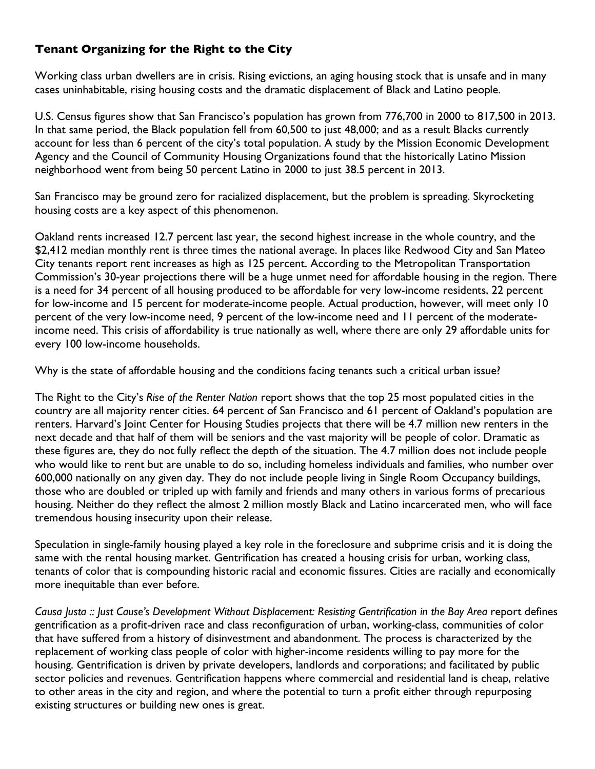### **Tenant Organizing for the Right to the City**

Working class urban dwellers are in crisis. Rising evictions, an aging housing stock that is unsafe and in many cases uninhabitable, rising housing costs and the dramatic displacement of Black and Latino people.

U.S. Census figures show that San Francisco's population has grown from 776,700 in 2000 to 817,500 in 2013. In that same period, the Black population fell from 60,500 to just 48,000; and as a result Blacks currently account for less than 6 percent of the city's total population. A study by the Mission Economic Development Agency and the Council of Community Housing Organizations found that the historically Latino Mission neighborhood went from being 50 percent Latino in 2000 to just 38.5 percent in 2013.

San Francisco may be ground zero for racialized displacement, but the problem is spreading. Skyrocketing housing costs are a key aspect of this phenomenon.

Oakland rents increased 12.7 percent last year, the second highest increase in the whole country, and the $2,412 median monthly rent is three times the national average. In places like Redwood City and San Mateo City tenants report rent increases as high as 125 percent. According to the Metropolitan Transportation Commission's 30-year projections there will be a huge unmet need for affordable housing in the region. There is a need for 34 percent of all housing produced to be affordable for very low-income residents, 22 percent for low-income and 15 percent for moderate-income people. Actual production, however, will meet only 10 percent of the very low-income need, 9 percent of the low-income need and 11 percent of the moderate-income need. This crisis of affordability is true nationally as well, where there are only 29 affordable units for every 100 low-income households.

Why is the state of affordable housing and the conditions facing tenants such a critical urban issue?

The Right to the City's *Rise of the Renter Nation* report shows that the top 25 most populated cities in the country are all majority renter cities. 64 percent of San Francisco and 61 percent of Oakland's population are renters. Harvard's Joint Center for Housing Studies projects that there will be 4.7 million new renters in the next decade and that half of them will be seniors and the vast majority will be people of color. Dramatic as these figures are, they do not fully reflect the depth of the situation. The 4.7 million does not include people who would like to rent but are unable to do so, including homeless individuals and families, who number over 600,000 nationally on any given day. They do not include people living in Single Room Occupancy buildings, those who are doubled or tripled up with family and friends and many others in various forms of precarious housing. Neither do they reflect the almost 2 million mostly Black and Latino incarcerated men, who will face tremendous housing insecurity upon their release.

Speculation in single-family housing played a key role in the foreclosure and subprime crisis and it is doing the same with the rental housing market. Gentrification has created a housing crisis for urban, working class, tenants of color that is compounding historic racial and economic fissures. Cities are racially and economically more inequitable than ever before.

*Causa Justa :: Just Cause's Development Without Displacement: Resisting Gentrification in the Bay Area* report defines gentrification as a profit-driven race and class reconfiguration of urban, working-class, communities of color that have suffered from a history of disinvestment and abandonment. The process is characterized by the replacement of working class people of color with higher-income residents willing to pay more for the housing. Gentrification is driven by private developers, landlords and corporations; and facilitated by public sector policies and revenues. Gentrification happens where commercial and residential land is cheap, relative to other areas in the city and region, and where the potential to turn a profit either through repurposing existing structures or building new ones is great.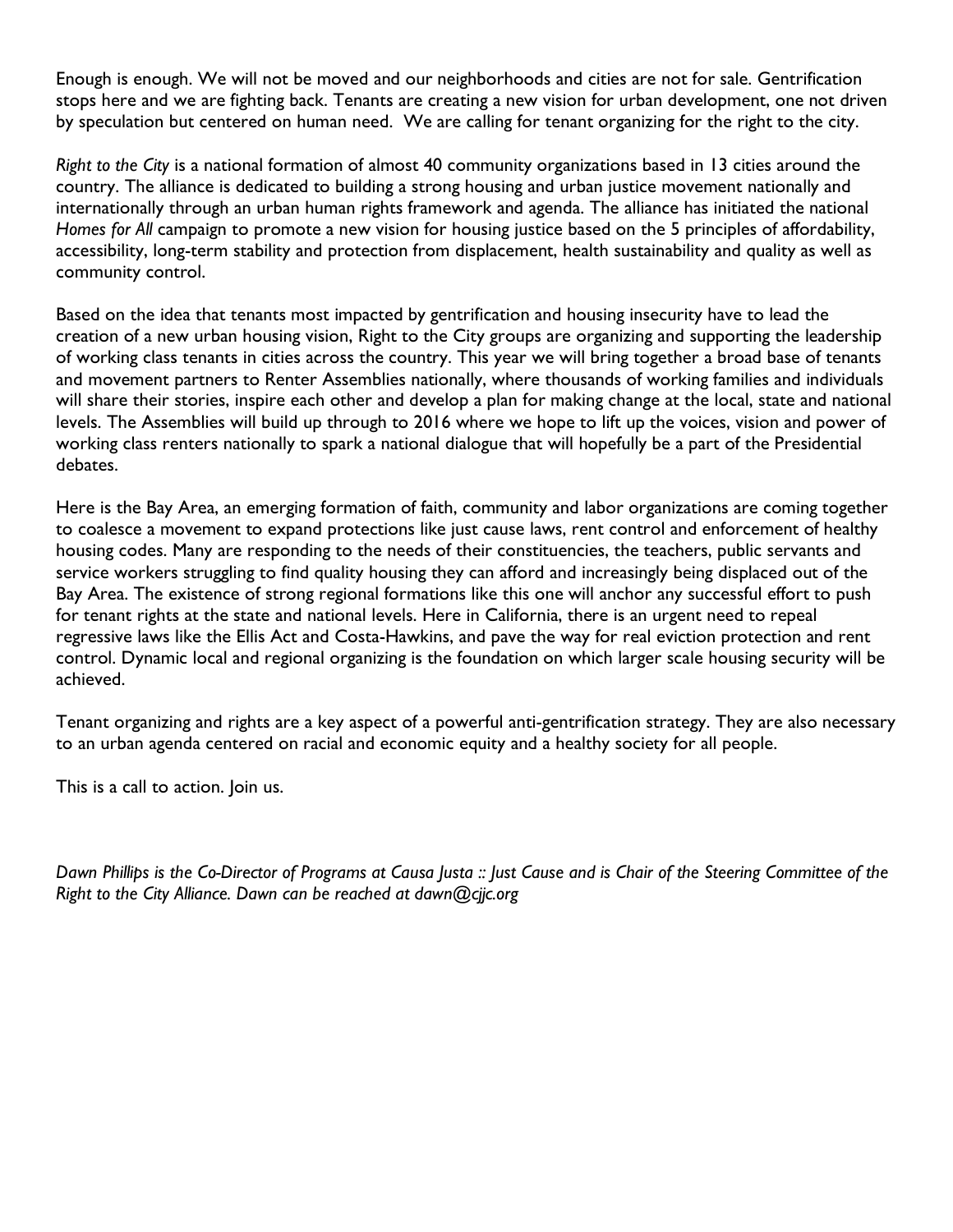Enough is enough. We will not be moved and our neighborhoods and cities are not for sale. Gentrification stops here and we are fighting back. Tenants are creating a new vision for urban development, one not driven by speculation but centered on human need. We are calling for tenant organizing for the right to the city.

*Right to the City* is a national formation of almost 40 community organizations based in 13 cities around the country. The alliance is dedicated to building a strong housing and urban justice movement nationally and internationally through an urban human rights framework and agenda. The alliance has initiated the national *Homes for All* campaign to promote a new vision for housing justice based on the 5 principles of affordability, accessibility, long-term stability and protection from displacement, health sustainability and quality as well as community control.

Based on the idea that tenants most impacted by gentrification and housing insecurity have to lead the creation of a new urban housing vision, Right to the City groups are organizing and supporting the leadership of working class tenants in cities across the country. This year we will bring together a broad base of tenants and movement partners to Renter Assemblies nationally, where thousands of working families and individuals will share their stories, inspire each other and develop a plan for making change at the local, state and national levels. The Assemblies will build up through to 2016 where we hope to lift up the voices, vision and power of working class renters nationally to spark a national dialogue that will hopefully be a part of the Presidential debates.

Here is the Bay Area, an emerging formation of faith, community and labor organizations are coming together to coalesce a movement to expand protections like just cause laws, rent control and enforcement of healthy housing codes. Many are responding to the needs of their constituencies, the teachers, public servants and service workers struggling to find quality housing they can afford and increasingly being displaced out of the Bay Area. The existence of strong regional formations like this one will anchor any successful effort to push for tenant rights at the state and national levels. Here in California, there is an urgent need to repeal regressive laws like the Ellis Act and Costa-Hawkins, and pave the way for real eviction protection and rent control. Dynamic local and regional organizing is the foundation on which larger scale housing security will be achieved.

Tenant organizing and rights are a key aspect of a powerful anti-gentrification strategy. They are also necessary to an urban agenda centered on racial and economic equity and a healthy society for all people.

This is a call to action. Join us.

*Dawn Phillips is the Co-Director of Programs at Causa Justa :: Just Cause and is Chair of the Steering Committee of the Right to the City Alliance. Dawn can be reached at dawn@cjjc.org*